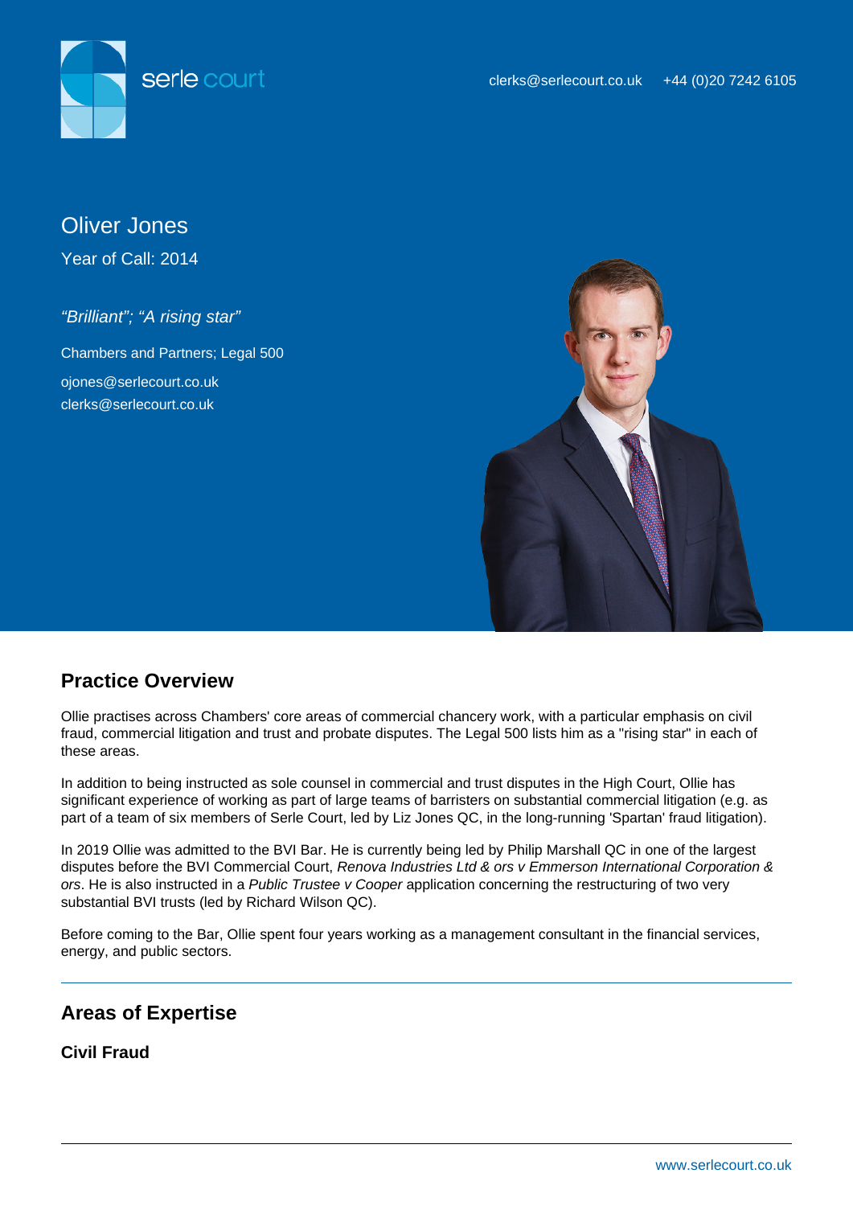serle court

clerks@serlecourt.co.uk +44 (0)20 7242 6105

# Oliver Jones

Year of Call: 2014

*"Brilliant"; "A rising star"*

Chambers and Partners; Legal 500

ojones@serlecourt.co.uk

clerks@serlecourt.co.uk

## Practice Overview

Ollie practises across Chambers' core areas of commercial chancery work, with a particular emphasis on civil fraud, commercial litigation and trust and probate disputes. The Legal 500 lists him as a "rising star" in each of these areas.

In addition to being instructed as sole counsel in commercial and trust disputes in the High Court, Ollie has significant experience of working as part of large teams of barristers on substantial commercial litigation (e.g. as part of a team of six members of Serle Court, led by Liz Jones QC, in the long-running 'Spartan' fraud litigation).

In 2019 Ollie was admitted to the BVI Bar. He is currently being led by Philip Marshall QC in one of the largest disputes before the BVI Commercial Court, *Renova Industries Ltd & ors v Emmerson International Corporation & ors*. He is also instructed in a *Public Trustee v Cooper* application concerning the restructuring of two very substantial BVI trusts (led by Richard Wilson QC).

Before coming to the Bar, Ollie spent four years working as a management consultant in the financial services, energy, and public sectors.

## Areas of Expertise

### Civil Fraud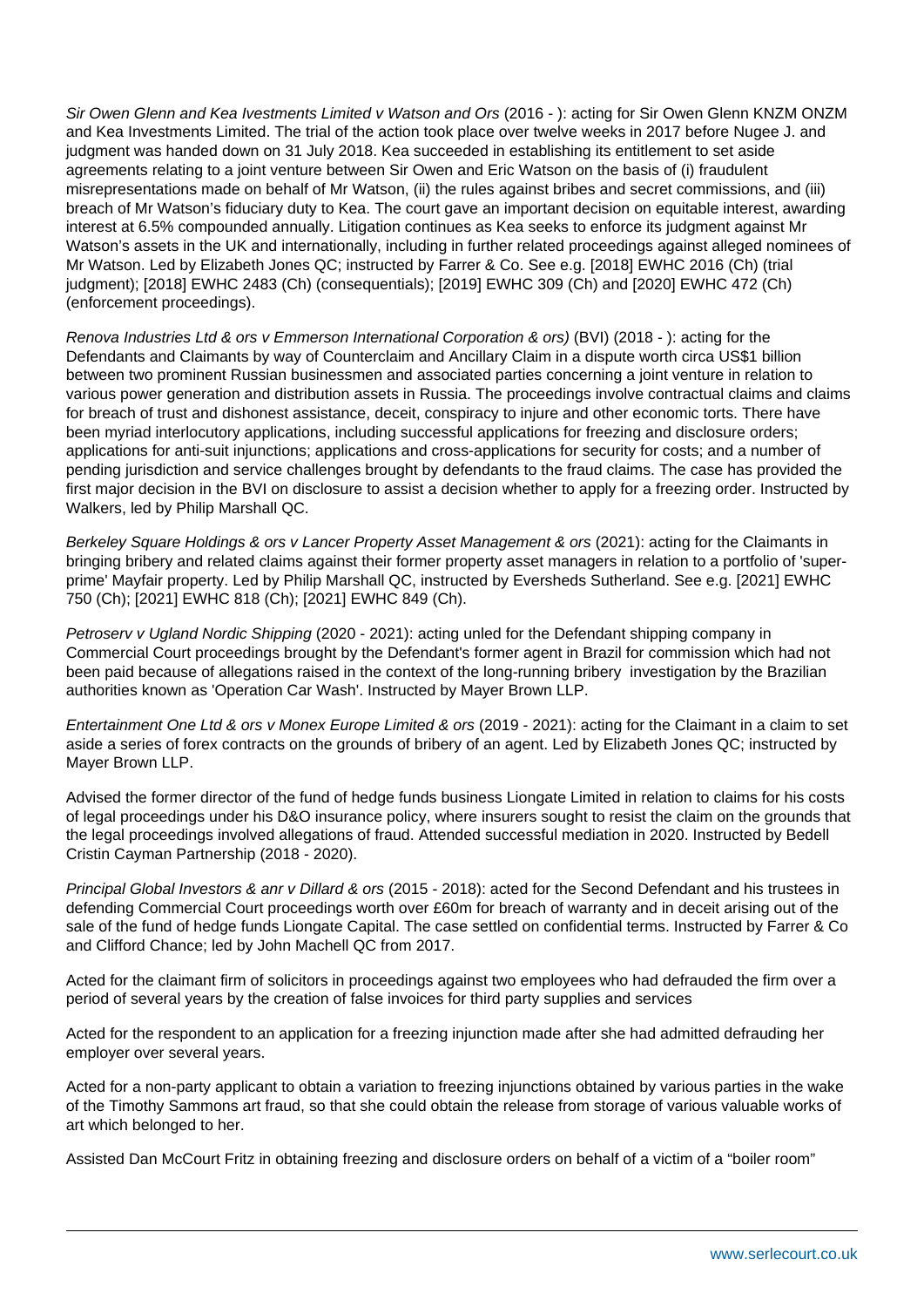*Sir Owen Glenn and Kea Ivestments Limited v Watson and Ors* (2016 - ): acting for Sir Owen Glenn KNZM ONZM and Kea Investments Limited. The trial of the action took place over twelve weeks in 2017 before Nugee J. and judgment was handed down on 31 July 2018. Kea succeeded in establishing its entitlement to set aside agreements relating to a joint venture between Sir Owen and Eric Watson on the basis of (i) fraudulent misrepresentations made on behalf of Mr Watson, (ii) the rules against bribes and secret commissions, and (iii) breach of Mr Watson's fiduciary duty to Kea. The court gave an important decision on equitable interest, awarding interest at 6.5% compounded annually. Litigation continues as Kea seeks to enforce its judgment against Mr Watson's assets in the UK and internationally, including in further related proceedings against alleged nominees of Mr Watson. Led by Elizabeth Jones QC; instructed by Farrer & Co. See e.g. [2018] EWHC 2016 (Ch) (trial judgment); [2018] EWHC 2483 (Ch) (consequentials); [2019] EWHC 309 (Ch) and [2020] EWHC 472 (Ch) (enforcement proceedings).

*Renova Industries Ltd & ors v Emmerson International Corporation & ors)* (BVI) (2018 - ): acting for the Defendants and Claimants by way of Counterclaim and Ancillary Claim in a dispute worth circa US$1 billion between two prominent Russian businessmen and associated parties concerning a joint venture in relation to various power generation and distribution assets in Russia. The proceedings involve contractual claims and claims for breach of trust and dishonest assistance, deceit, conspiracy to injure and other economic torts. There have been myriad interlocutory applications, including successful applications for freezing and disclosure orders; applications for anti-suit injunctions; applications and cross-applications for security for costs; and a number of pending jurisdiction and service challenges brought by defendants to the fraud claims. The case has provided the first major decision in the BVI on disclosure to assist a decision whether to apply for a freezing order. Instructed by Walkers, led by Philip Marshall QC.

*Berkeley Square Holdings & ors v Lancer Property Asset Management & ors* (2021): acting for the Claimants in bringing bribery and related claims against their former property asset managers in relation to a portfolio of 'super-prime' Mayfair property. Led by Philip Marshall QC, instructed by Eversheds Sutherland. See e.g. [2021] EWHC 750 (Ch); [2021] EWHC 818 (Ch); [2021] EWHC 849 (Ch).

*Petroserv v Ugland Nordic Shipping* (2020 - 2021): acting unled for the Defendant shipping company in Commercial Court proceedings brought by the Defendant's former agent in Brazil for commission which had not been paid because of allegations raised in the context of the long-running bribery investigation by the Brazilian authorities known as 'Operation Car Wash'. Instructed by Mayer Brown LLP.

*Entertainment One Ltd & ors v Monex Europe Limited & ors* (2019 - 2021): acting for the Claimant in a claim to set aside a series of forex contracts on the grounds of bribery of an agent. Led by Elizabeth Jones QC; instructed by Mayer Brown LLP.

Advised the former director of the fund of hedge funds business Liongate Limited in relation to claims for his costs of legal proceedings under his D&O insurance policy, where insurers sought to resist the claim on the grounds that the legal proceedings involved allegations of fraud. Attended successful mediation in 2020. Instructed by Bedell Cristin Cayman Partnership (2018 - 2020).

*Principal Global Investors & anr v Dillard & ors* (2015 - 2018): acted for the Second Defendant and his trustees in defending Commercial Court proceedings worth over £60m for breach of warranty and in deceit arising out of the sale of the fund of hedge funds Liongate Capital. The case settled on confidential terms. Instructed by Farrer & Co and Clifford Chance; led by John Machell QC from 2017.

Acted for the claimant firm of solicitors in proceedings against two employees who had defrauded the firm over a period of several years by the creation of false invoices for third party supplies and services

Acted for the respondent to an application for a freezing injunction made after she had admitted defrauding her employer over several years.

Acted for a non-party applicant to obtain a variation to freezing injunctions obtained by various parties in the wake of the Timothy Sammons art fraud, so that she could obtain the release from storage of various valuable works of art which belonged to her.

Assisted Dan McCourt Fritz in obtaining freezing and disclosure orders on behalf of a victim of a "boiler room"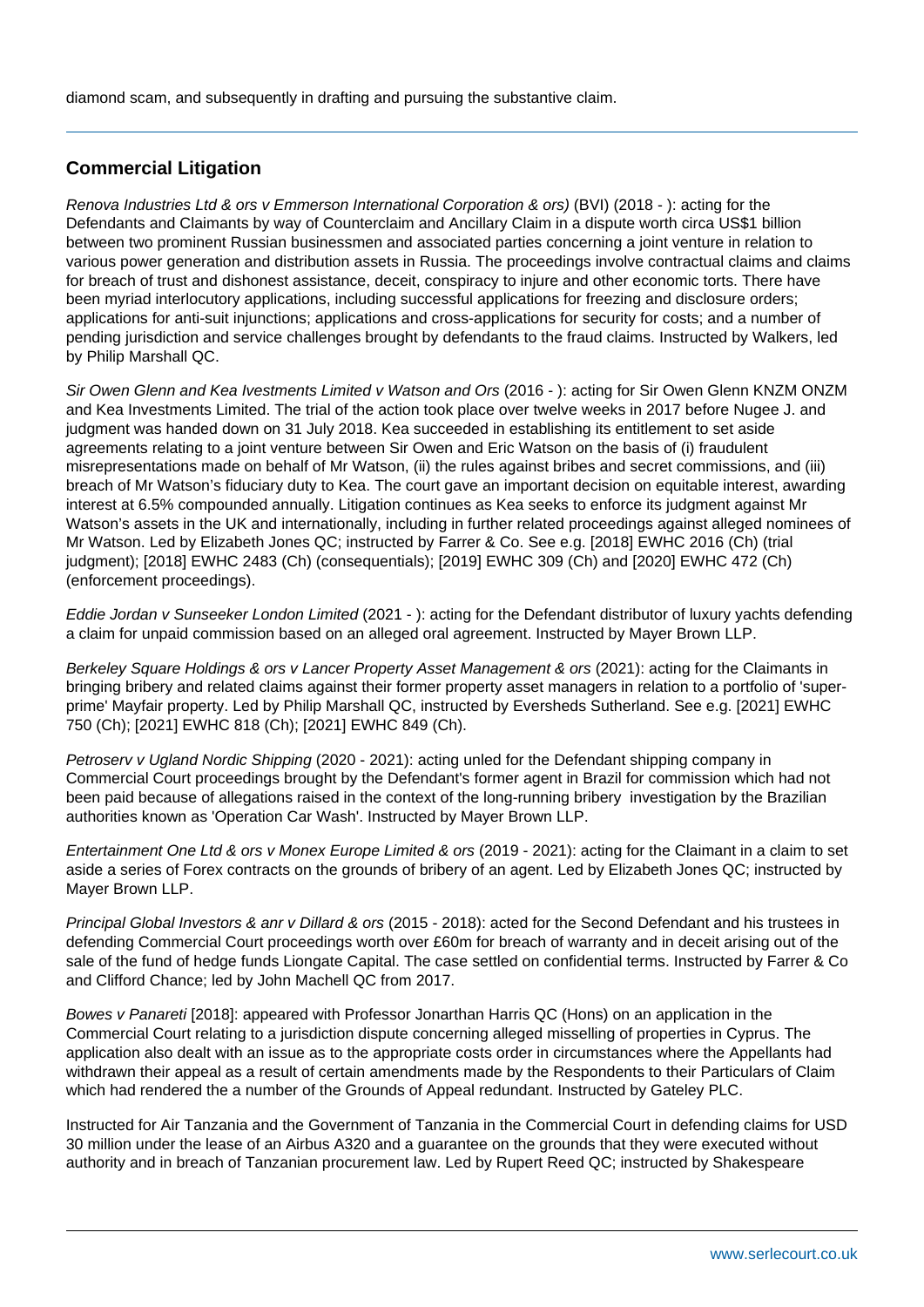diamond scam, and subsequently in drafting and pursuing the substantive claim.

---

## Commercial Litigation

*Renova Industries Ltd & ors v Emmerson International Corporation & ors)* (BVI) (2018 - ): acting for the Defendants and Claimants by way of Counterclaim and Ancillary Claim in a dispute worth circa US$1 billion between two prominent Russian businessmen and associated parties concerning a joint venture in relation to various power generation and distribution assets in Russia. The proceedings involve contractual claims and claims for breach of trust and dishonest assistance, deceit, conspiracy to injure and other economic torts. There have been myriad interlocutory applications, including successful applications for freezing and disclosure orders; applications for anti-suit injunctions; applications and cross-applications for security for costs; and a number of pending jurisdiction and service challenges brought by defendants to the fraud claims. Instructed by Walkers, led by Philip Marshall QC.

*Sir Owen Glenn and Kea Ivestments Limited v Watson and Ors* (2016 - ): acting for Sir Owen Glenn KNZM ONZM and Kea Investments Limited. The trial of the action took place over twelve weeks in 2017 before Nugee J. and judgment was handed down on 31 July 2018. Kea succeeded in establishing its entitlement to set aside agreements relating to a joint venture between Sir Owen and Eric Watson on the basis of (i) fraudulent misrepresentations made on behalf of Mr Watson, (ii) the rules against bribes and secret commissions, and (iii) breach of Mr Watson's fiduciary duty to Kea. The court gave an important decision on equitable interest, awarding interest at 6.5% compounded annually. Litigation continues as Kea seeks to enforce its judgment against Mr Watson's assets in the UK and internationally, including in further related proceedings against alleged nominees of Mr Watson. Led by Elizabeth Jones QC; instructed by Farrer & Co. See e.g. [2018] EWHC 2016 (Ch) (trial judgment); [2018] EWHC 2483 (Ch) (consequentials); [2019] EWHC 309 (Ch) and [2020] EWHC 472 (Ch) (enforcement proceedings).

*Eddie Jordan v Sunseeker London Limited* (2021 - ): acting for the Defendant distributor of luxury yachts defending a claim for unpaid commission based on an alleged oral agreement. Instructed by Mayer Brown LLP.

*Berkeley Square Holdings & ors v Lancer Property Asset Management & ors* (2021): acting for the Claimants in bringing bribery and related claims against their former property asset managers in relation to a portfolio of 'super-prime' Mayfair property. Led by Philip Marshall QC, instructed by Eversheds Sutherland. See e.g. [2021] EWHC 750 (Ch); [2021] EWHC 818 (Ch); [2021] EWHC 849 (Ch).

*Petroserv v Ugland Nordic Shipping* (2020 - 2021): acting unled for the Defendant shipping company in Commercial Court proceedings brought by the Defendant's former agent in Brazil for commission which had not been paid because of allegations raised in the context of the long-running bribery investigation by the Brazilian authorities known as 'Operation Car Wash'. Instructed by Mayer Brown LLP.

*Entertainment One Ltd & ors v Monex Europe Limited & ors* (2019 - 2021): acting for the Claimant in a claim to set aside a series of Forex contracts on the grounds of bribery of an agent. Led by Elizabeth Jones QC; instructed by Mayer Brown LLP.

*Principal Global Investors & anr v Dillard & ors* (2015 - 2018): acted for the Second Defendant and his trustees in defending Commercial Court proceedings worth over £60m for breach of warranty and in deceit arising out of the sale of the fund of hedge funds Liongate Capital. The case settled on confidential terms. Instructed by Farrer & Co and Clifford Chance; led by John Machell QC from 2017.

*Bowes v Panareti* [2018]: appeared with Professor Jonarthan Harris QC (Hons) on an application in the Commercial Court relating to a jurisdiction dispute concerning alleged misselling of properties in Cyprus. The application also dealt with an issue as to the appropriate costs order in circumstances where the Appellants had withdrawn their appeal as a result of certain amendments made by the Respondents to their Particulars of Claim which had rendered the a number of the Grounds of Appeal redundant. Instructed by Gateley PLC.

Instructed for Air Tanzania and the Government of Tanzania in the Commercial Court in defending claims for USD 30 million under the lease of an Airbus A320 and a guarantee on the grounds that they were executed without authority and in breach of Tanzanian procurement law. Led by Rupert Reed QC; instructed by Shakespeare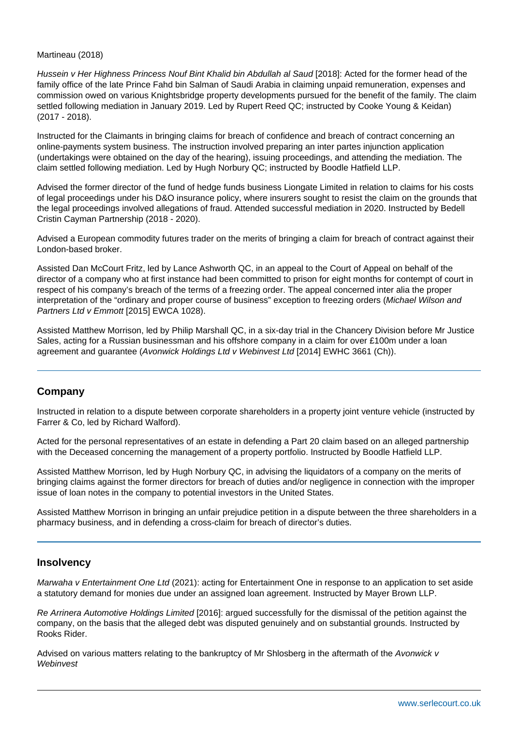Martineau (2018)

*Hussein v Her Highness Princess Nouf Bint Khalid bin Abdullah al Saud* [2018]: Acted for the former head of the family office of the late Prince Fahd bin Salman of Saudi Arabia in claiming unpaid remuneration, expenses and commission owed on various Knightsbridge property developments pursued for the benefit of the family. The claim settled following mediation in January 2019. Led by Rupert Reed QC; instructed by Cooke Young & Keidan) (2017 - 2018).

Instructed for the Claimants in bringing claims for breach of confidence and breach of contract concerning an online-payments system business. The instruction involved preparing an inter partes injunction application (undertakings were obtained on the day of the hearing), issuing proceedings, and attending the mediation. The claim settled following mediation. Led by Hugh Norbury QC; instructed by Boodle Hatfield LLP.

Advised the former director of the fund of hedge funds business Liongate Limited in relation to claims for his costs of legal proceedings under his D&O insurance policy, where insurers sought to resist the claim on the grounds that the legal proceedings involved allegations of fraud. Attended successful mediation in 2020. Instructed by Bedell Cristin Cayman Partnership (2018 - 2020).

Advised a European commodity futures trader on the merits of bringing a claim for breach of contract against their London-based broker.

Assisted Dan McCourt Fritz, led by Lance Ashworth QC, in an appeal to the Court of Appeal on behalf of the director of a company who at first instance had been committed to prison for eight months for contempt of court in respect of his company's breach of the terms of a freezing order. The appeal concerned inter alia the proper interpretation of the "ordinary and proper course of business" exception to freezing orders (*Michael Wilson and Partners Ltd v Emmott* [2015] EWCA 1028).

Assisted Matthew Morrison, led by Philip Marshall QC, in a six-day trial in the Chancery Division before Mr Justice Sales, acting for a Russian businessman and his offshore company in a claim for over £100m under a loan agreement and guarantee (*Avonwick Holdings Ltd v Webinvest Ltd* [2014] EWHC 3661 (Ch)).

## Company

Instructed in relation to a dispute between corporate shareholders in a property joint venture vehicle (instructed by Farrer & Co, led by Richard Walford).

Acted for the personal representatives of an estate in defending a Part 20 claim based on an alleged partnership with the Deceased concerning the management of a property portfolio. Instructed by Boodle Hatfield LLP.

Assisted Matthew Morrison, led by Hugh Norbury QC, in advising the liquidators of a company on the merits of bringing claims against the former directors for breach of duties and/or negligence in connection with the improper issue of loan notes in the company to potential investors in the United States.

Assisted Matthew Morrison in bringing an unfair prejudice petition in a dispute between the three shareholders in a pharmacy business, and in defending a cross-claim for breach of director's duties.

## Insolvency

*Marwaha v Entertainment One Ltd* (2021): acting for Entertainment One in response to an application to set aside a statutory demand for monies due under an assigned loan agreement. Instructed by Mayer Brown LLP.

*Re Arrinera Automotive Holdings Limited* [2016]: argued successfully for the dismissal of the petition against the company, on the basis that the alleged debt was disputed genuinely and on substantial grounds. Instructed by Rooks Rider.

Advised on various matters relating to the bankruptcy of Mr Shlosberg in the aftermath of the *Avonwick v Webinvest*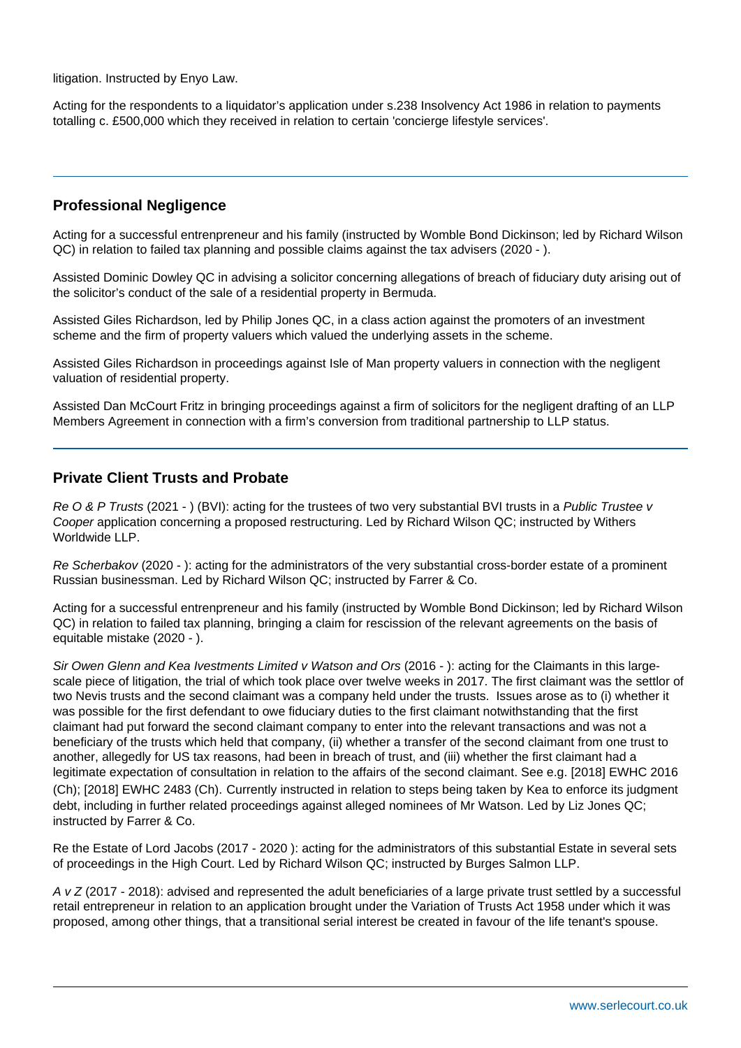litigation. Instructed by Enyo Law.

Acting for the respondents to a liquidator's application under s.238 Insolvency Act 1986 in relation to payments totalling c. £500,000 which they received in relation to certain 'concierge lifestyle services'.

## Professional Negligence

Acting for a successful entrenpreneur and his family (instructed by Womble Bond Dickinson; led by Richard Wilson QC) in relation to failed tax planning and possible claims against the tax advisers (2020 - ).

Assisted Dominic Dowley QC in advising a solicitor concerning allegations of breach of fiduciary duty arising out of the solicitor's conduct of the sale of a residential property in Bermuda.

Assisted Giles Richardson, led by Philip Jones QC, in a class action against the promoters of an investment scheme and the firm of property valuers which valued the underlying assets in the scheme.

Assisted Giles Richardson in proceedings against Isle of Man property valuers in connection with the negligent valuation of residential property.

Assisted Dan McCourt Fritz in bringing proceedings against a firm of solicitors for the negligent drafting of an LLP Members Agreement in connection with a firm's conversion from traditional partnership to LLP status.

## Private Client Trusts and Probate

*Re O & P Trusts* (2021 - ) (BVI): acting for the trustees of two very substantial BVI trusts in a *Public Trustee v Cooper* application concerning a proposed restructuring. Led by Richard Wilson QC; instructed by Withers Worldwide LLP.

*Re Scherbakov* (2020 - ): acting for the administrators of the very substantial cross-border estate of a prominent Russian businessman. Led by Richard Wilson QC; instructed by Farrer & Co.

Acting for a successful entrenpreneur and his family (instructed by Womble Bond Dickinson; led by Richard Wilson QC) in relation to failed tax planning, bringing a claim for rescission of the relevant agreements on the basis of equitable mistake (2020 - ).

*Sir Owen Glenn and Kea Ivestments Limited v Watson and Ors* (2016 - ): acting for the Claimants in this large-scale piece of litigation, the trial of which took place over twelve weeks in 2017. The first claimant was the settlor of two Nevis trusts and the second claimant was a company held under the trusts. Issues arose as to (i) whether it was possible for the first defendant to owe fiduciary duties to the first claimant notwithstanding that the first claimant had put forward the second claimant company to enter into the relevant transactions and was not a beneficiary of the trusts which held that company, (ii) whether a transfer of the second claimant from one trust to another, allegedly for US tax reasons, had been in breach of trust, and (iii) whether the first claimant had a legitimate expectation of consultation in relation to the affairs of the second claimant. See e.g. [2018] EWHC 2016 (Ch); [2018] EWHC 2483 (Ch). Currently instructed in relation to steps being taken by Kea to enforce its judgment debt, including in further related proceedings against alleged nominees of Mr Watson. Led by Liz Jones QC; instructed by Farrer & Co.

Re the Estate of Lord Jacobs (2017 - 2020 ): acting for the administrators of this substantial Estate in several sets of proceedings in the High Court. Led by Richard Wilson QC; instructed by Burges Salmon LLP.

*A v Z* (2017 - 2018): advised and represented the adult beneficiaries of a large private trust settled by a successful retail entrepreneur in relation to an application brought under the Variation of Trusts Act 1958 under which it was proposed, among other things, that a transitional serial interest be created in favour of the life tenant's spouse.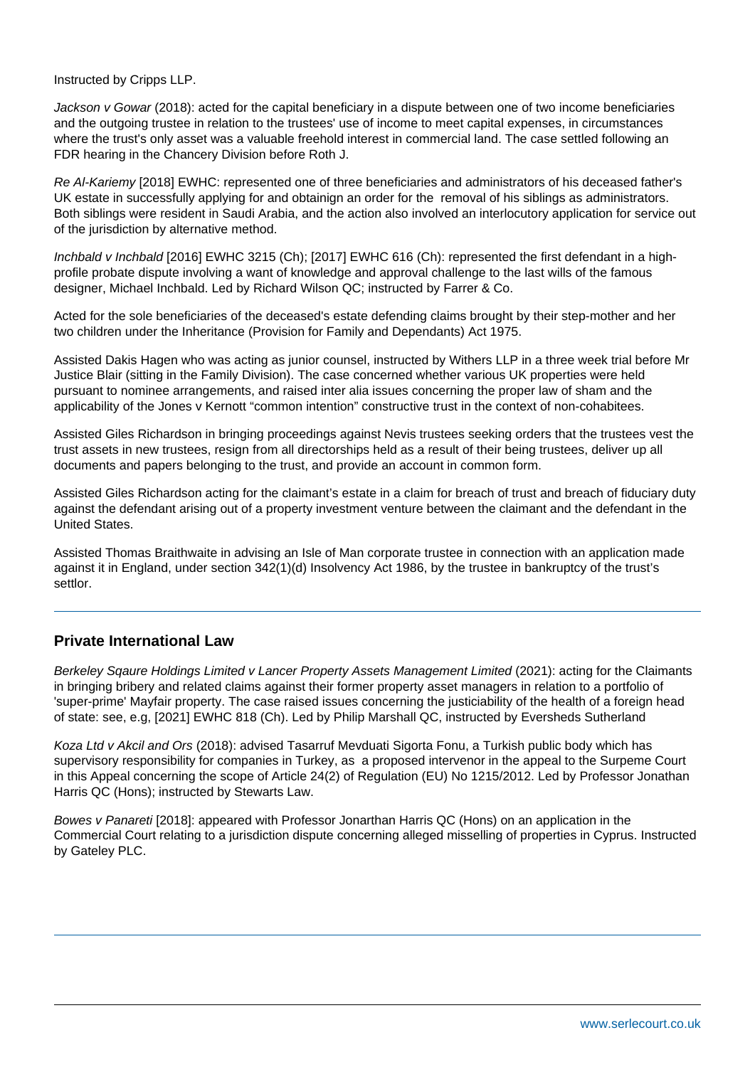Instructed by Cripps LLP.

*Jackson v Gowar* (2018): acted for the capital beneficiary in a dispute between one of two income beneficiaries and the outgoing trustee in relation to the trustees' use of income to meet capital expenses, in circumstances where the trust's only asset was a valuable freehold interest in commercial land. The case settled following an FDR hearing in the Chancery Division before Roth J.

*Re Al-Kariemy* [2018] EWHC: represented one of three beneficiaries and administrators of his deceased father's UK estate in successfully applying for and obtainign an order for the removal of his siblings as administrators. Both siblings were resident in Saudi Arabia, and the action also involved an interlocutory application for service out of the jurisdiction by alternative method.

*Inchbald v Inchbald* [2016] EWHC 3215 (Ch); [2017] EWHC 616 (Ch): represented the first defendant in a high-profile probate dispute involving a want of knowledge and approval challenge to the last wills of the famous designer, Michael Inchbald. Led by Richard Wilson QC; instructed by Farrer & Co.

Acted for the sole beneficiaries of the deceased's estate defending claims brought by their step-mother and her two children under the Inheritance (Provision for Family and Dependants) Act 1975.

Assisted Dakis Hagen who was acting as junior counsel, instructed by Withers LLP in a three week trial before Mr Justice Blair (sitting in the Family Division). The case concerned whether various UK properties were held pursuant to nominee arrangements, and raised inter alia issues concerning the proper law of sham and the applicability of the Jones v Kernott "common intention" constructive trust in the context of non-cohabitees.

Assisted Giles Richardson in bringing proceedings against Nevis trustees seeking orders that the trustees vest the trust assets in new trustees, resign from all directorships held as a result of their being trustees, deliver up all documents and papers belonging to the trust, and provide an account in common form.

Assisted Giles Richardson acting for the claimant's estate in a claim for breach of trust and breach of fiduciary duty against the defendant arising out of a property investment venture between the claimant and the defendant in the United States.

Assisted Thomas Braithwaite in advising an Isle of Man corporate trustee in connection with an application made against it in England, under section 342(1)(d) Insolvency Act 1986, by the trustee in bankruptcy of the trust's settlor.

---

## Private International Law

*Berkeley Sqaure Holdings Limited v Lancer Property Assets Management Limited* (2021): acting for the Claimants in bringing bribery and related claims against their former property asset managers in relation to a portfolio of 'super-prime' Mayfair property. The case raised issues concerning the justiciability of the health of a foreign head of state: see, e.g, [2021] EWHC 818 (Ch). Led by Philip Marshall QC, instructed by Eversheds Sutherland

*Koza Ltd v Akcil and Ors* (2018): advised Tasarruf Mevduati Sigorta Fonu, a Turkish public body which has supervisory responsibility for companies in Turkey, as a proposed intervenor in the appeal to the Surpeme Court in this Appeal concerning the scope of Article 24(2) of Regulation (EU) No 1215/2012. Led by Professor Jonathan Harris QC (Hons); instructed by Stewarts Law.

*Bowes v Panareti* [2018]: appeared with Professor Jonarthan Harris QC (Hons) on an application in the Commercial Court relating to a jurisdiction dispute concerning alleged misselling of properties in Cyprus. Instructed by Gateley PLC.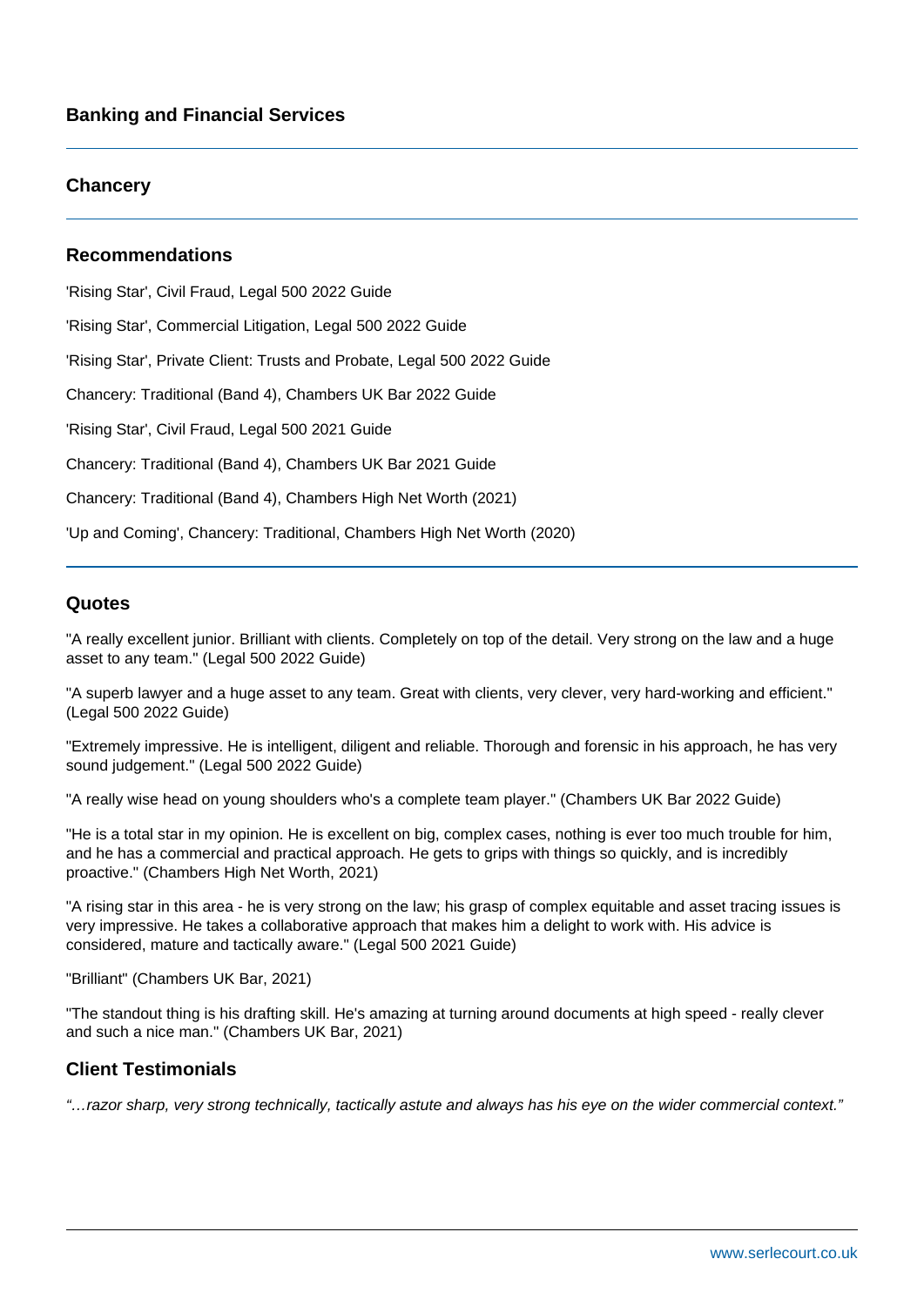## Banking and Financial Services

## Chancery

## Recommendations

'Rising Star', Civil Fraud, Legal 500 2022 Guide

'Rising Star', Commercial Litigation, Legal 500 2022 Guide

'Rising Star', Private Client: Trusts and Probate, Legal 500 2022 Guide

Chancery: Traditional (Band 4), Chambers UK Bar 2022 Guide

'Rising Star', Civil Fraud, Legal 500 2021 Guide

Chancery: Traditional (Band 4), Chambers UK Bar 2021 Guide

Chancery: Traditional (Band 4), Chambers High Net Worth (2021)

'Up and Coming', Chancery: Traditional, Chambers High Net Worth (2020)

## Quotes

"A really excellent junior. Brilliant with clients. Completely on top of the detail. Very strong on the law and a huge asset to any team." (Legal 500 2022 Guide)

"A superb lawyer and a huge asset to any team. Great with clients, very clever, very hard-working and efficient." (Legal 500 2022 Guide)

"Extremely impressive. He is intelligent, diligent and reliable. Thorough and forensic in his approach, he has very sound judgement." (Legal 500 2022 Guide)

"A really wise head on young shoulders who's a complete team player." (Chambers UK Bar 2022 Guide)

"He is a total star in my opinion. He is excellent on big, complex cases, nothing is ever too much trouble for him, and he has a commercial and practical approach. He gets to grips with things so quickly, and is incredibly proactive." (Chambers High Net Worth, 2021)

"A rising star in this area - he is very strong on the law; his grasp of complex equitable and asset tracing issues is very impressive. He takes a collaborative approach that makes him a delight to work with. His advice is considered, mature and tactically aware." (Legal 500 2021 Guide)

"Brilliant" (Chambers UK Bar, 2021)

"The standout thing is his drafting skill. He's amazing at turning around documents at high speed - really clever and such a nice man." (Chambers UK Bar, 2021)

## Client Testimonials

*"...razor sharp, very strong technically, tactically astute and always has his eye on the wider commercial context."*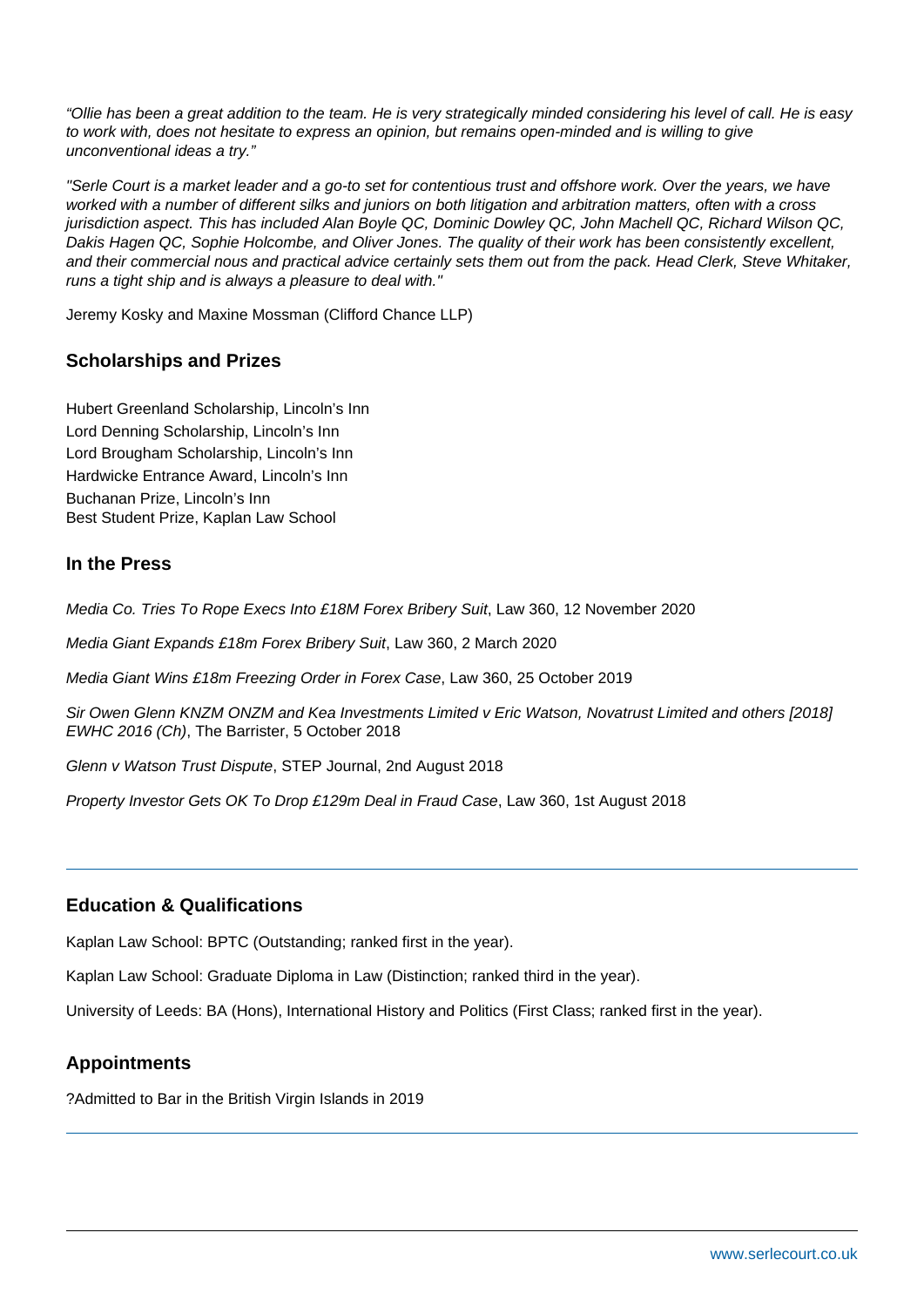*"Ollie has been a great addition to the team. He is very strategically minded considering his level of call. He is easy to work with, does not hesitate to express an opinion, but remains open-minded and is willing to give unconventional ideas a try."*

*"Serle Court is a market leader and a go-to set for contentious trust and offshore work. Over the years, we have worked with a number of different silks and juniors on both litigation and arbitration matters, often with a cross jurisdiction aspect. This has included Alan Boyle QC, Dominic Dowley QC, John Machell QC, Richard Wilson QC, Dakis Hagen QC, Sophie Holcombe, and Oliver Jones. The quality of their work has been consistently excellent, and their commercial nous and practical advice certainly sets them out from the pack. Head Clerk, Steve Whitaker, runs a tight ship and is always a pleasure to deal with."*

Jeremy Kosky and Maxine Mossman (Clifford Chance LLP)

## Scholarships and Prizes

Hubert Greenland Scholarship, Lincoln's Inn
Lord Denning Scholarship, Lincoln's Inn
Lord Brougham Scholarship, Lincoln's Inn
Hardwicke Entrance Award, Lincoln's Inn
Buchanan Prize, Lincoln's Inn
Best Student Prize, Kaplan Law School

## In the Press

*Media Co. Tries To Rope Execs Into £18M Forex Bribery Suit*, Law 360, 12 November 2020

*Media Giant Expands £18m Forex Bribery Suit*, Law 360, 2 March 2020

*Media Giant Wins £18m Freezing Order in Forex Case*, Law 360, 25 October 2019

*Sir Owen Glenn KNZM ONZM and Kea Investments Limited v Eric Watson, Novatrust Limited and others [2018] EWHC 2016 (Ch)*, The Barrister, 5 October 2018

*Glenn v Watson Trust Dispute*, STEP Journal, 2nd August 2018

*Property Investor Gets OK To Drop £129m Deal in Fraud Case*, Law 360, 1st August 2018

## Education & Qualifications

Kaplan Law School: BPTC (Outstanding; ranked first in the year).

Kaplan Law School: Graduate Diploma in Law (Distinction; ranked third in the year).

University of Leeds: BA (Hons), International History and Politics (First Class; ranked first in the year).

## Appointments

?Admitted to Bar in the British Virgin Islands in 2019